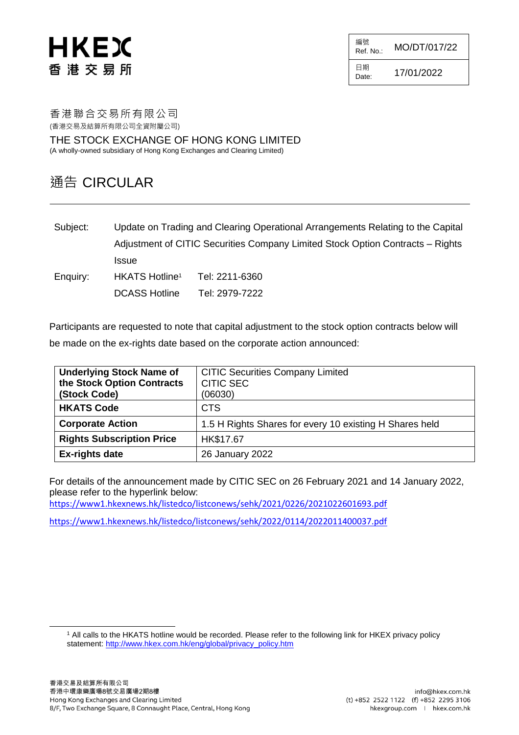HKEX
香 港 交 易 所

| 編號 Ref. No.: | MO/DT/017/22 |
|---|---|
| 日期 Date: | 17/01/2022 |

香港聯合交易所有限公司
(香港交易及結算所有限公司全資附屬公司)

THE STOCK EXCHANGE OF HONG KONG LIMITED
(A wholly-owned subsidiary of Hong Kong Exchanges and Clearing Limited)

# 通告 CIRCULAR

Subject: Update on Trading and Clearing Operational Arrangements Relating to the Capital Adjustment of CITIC Securities Company Limited Stock Option Contracts – Rights Issue

Enquiry: HKATS Hotline[1] Tel: 2211-6360
DCASS Hotline Tel: 2979-7222

Participants are requested to note that capital adjustment to the stock option contracts below will be made on the ex-rights date based on the corporate action announced:

| **Underlying Stock Name of the Stock Option Contracts (Stock Code)** | CITIC Securities Company Limited<br>CITIC SEC<br>(06030) |
|---|---|
| **HKATS Code** | CTS |
| **Corporate Action** | 1.5 H Rights Shares for every 10 existing H Shares held |
| **Rights Subscription Price** | HK$17.67 |
| **Ex-rights date** | 26 January 2022 |

For details of the announcement made by CITIC SEC on 26 February 2021 and 14 January 2022, please refer to the hyperlink below:

https://www1.hkexnews.hk/listedco/listconews/sehk/2021/0226/2021022601693.pdf

https://www1.hkexnews.hk/listedco/listconews/sehk/2022/0114/2022011400037.pdf

[1] All calls to the HKATS hotline would be recorded. Please refer to the following link for HKEX privacy policy statement: http://www.hkex.com.hk/eng/global/privacy_policy.htm

香港交易及結算所有限公司
香港中環康樂廣場8號交易廣場2期8樓
Hong Kong Exchanges and Clearing Limited
8/F, Two Exchange Square, 8 Connaught Place, Central, Hong Kong

info@hkex.com.hk
(t) +852 2522 1122 (f) +852 2295 3106
hkexgroup.com | hkex.com.hk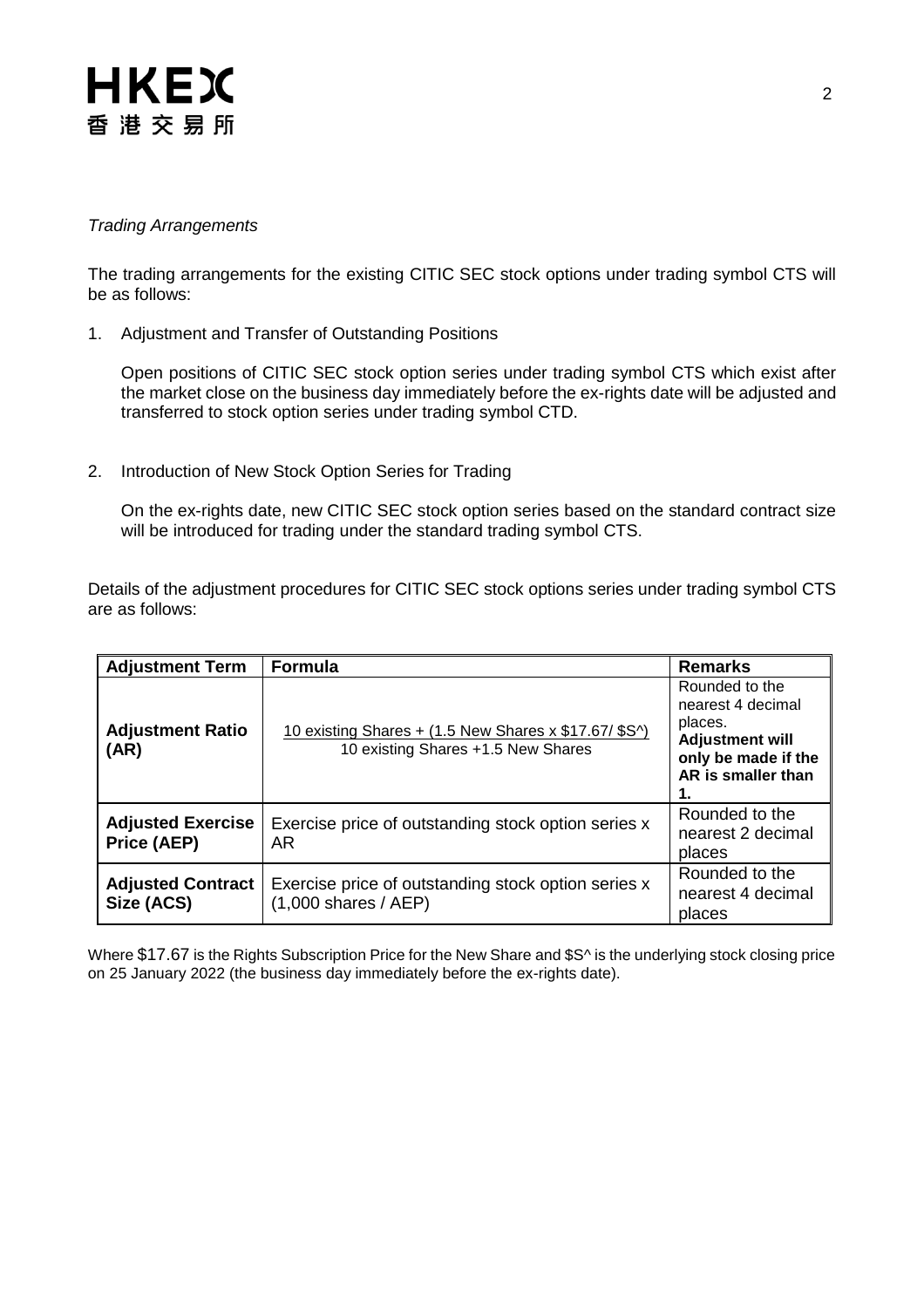*Trading Arrangements*

The trading arrangements for the existing CITIC SEC stock options under trading symbol CTS will be as follows:

1. Adjustment and Transfer of Outstanding Positions

   Open positions of CITIC SEC stock option series under trading symbol CTS which exist after the market close on the business day immediately before the ex-rights date will be adjusted and transferred to stock option series under trading symbol CTD.

2. Introduction of New Stock Option Series for Trading

   On the ex-rights date, new CITIC SEC stock option series based on the standard contract size will be introduced for trading under the standard trading symbol CTS.

Details of the adjustment procedures for CITIC SEC stock options series under trading symbol CTS are as follows:

| Adjustment Term | Formula | Remarks |
| --- | --- | --- |
| **Adjustment Ratio (AR)** | $\frac{\text{10 existing Shares + (1.5 New Shares x \$17.67/ \$S^)}}{\text{10 existing Shares +1.5 New Shares}}$ | Rounded to the nearest 4 decimal places. **Adjustment will only be made if the AR is smaller than 1.** |
| **Adjusted Exercise Price (AEP)** | Exercise price of outstanding stock option series x AR | Rounded to the nearest 2 decimal places |
| **Adjusted Contract Size (ACS)** | Exercise price of outstanding stock option series x (1,000 shares / AEP) | Rounded to the nearest 4 decimal places |

Where $17.67 is the Rights Subscription Price for the New Share and $S^ is the underlying stock closing price on 25 January 2022 (the business day immediately before the ex-rights date).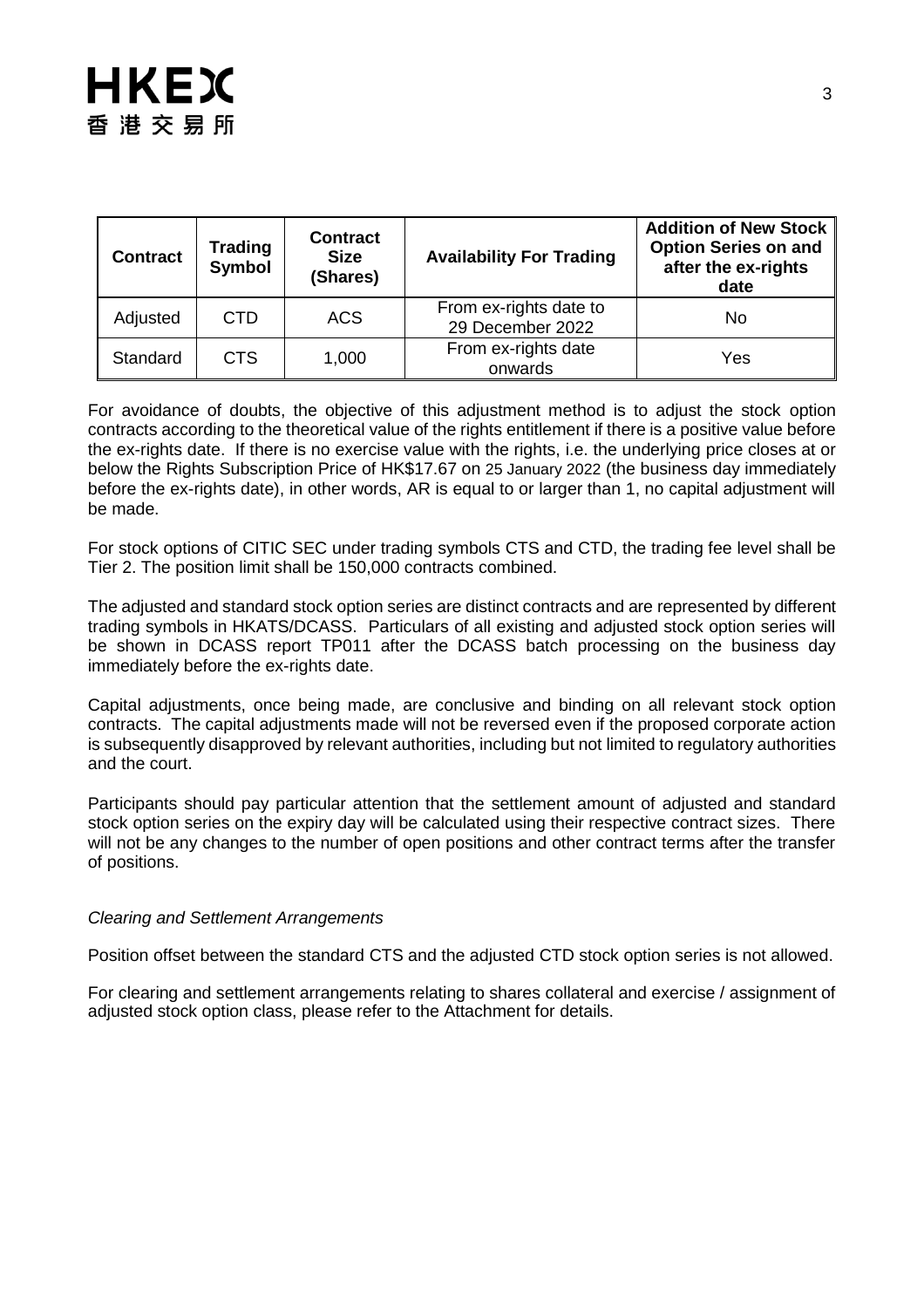| Contract | Trading Symbol | Contract Size (Shares) | Availability For Trading | Addition of New Stock Option Series on and after the ex-rights date |
|---|---|---|---|---|
| Adjusted | CTD | ACS | From ex-rights date to 29 December 2022 | No |
| Standard | CTS | 1,000 | From ex-rights date onwards | Yes |

For avoidance of doubts, the objective of this adjustment method is to adjust the stock option contracts according to the theoretical value of the rights entitlement if there is a positive value before the ex-rights date. If there is no exercise value with the rights, i.e. the underlying price closes at or below the Rights Subscription Price of HK$17.67 on 25 January 2022 (the business day immediately before the ex-rights date), in other words, AR is equal to or larger than 1, no capital adjustment will be made.

For stock options of CITIC SEC under trading symbols CTS and CTD, the trading fee level shall be Tier 2. The position limit shall be 150,000 contracts combined.

The adjusted and standard stock option series are distinct contracts and are represented by different trading symbols in HKATS/DCASS. Particulars of all existing and adjusted stock option series will be shown in DCASS report TP011 after the DCASS batch processing on the business day immediately before the ex-rights date.

Capital adjustments, once being made, are conclusive and binding on all relevant stock option contracts. The capital adjustments made will not be reversed even if the proposed corporate action is subsequently disapproved by relevant authorities, including but not limited to regulatory authorities and the court.

Participants should pay particular attention that the settlement amount of adjusted and standard stock option series on the expiry day will be calculated using their respective contract sizes. There will not be any changes to the number of open positions and other contract terms after the transfer of positions.

*Clearing and Settlement Arrangements*

Position offset between the standard CTS and the adjusted CTD stock option series is not allowed.

For clearing and settlement arrangements relating to shares collateral and exercise / assignment of adjusted stock option class, please refer to the Attachment for details.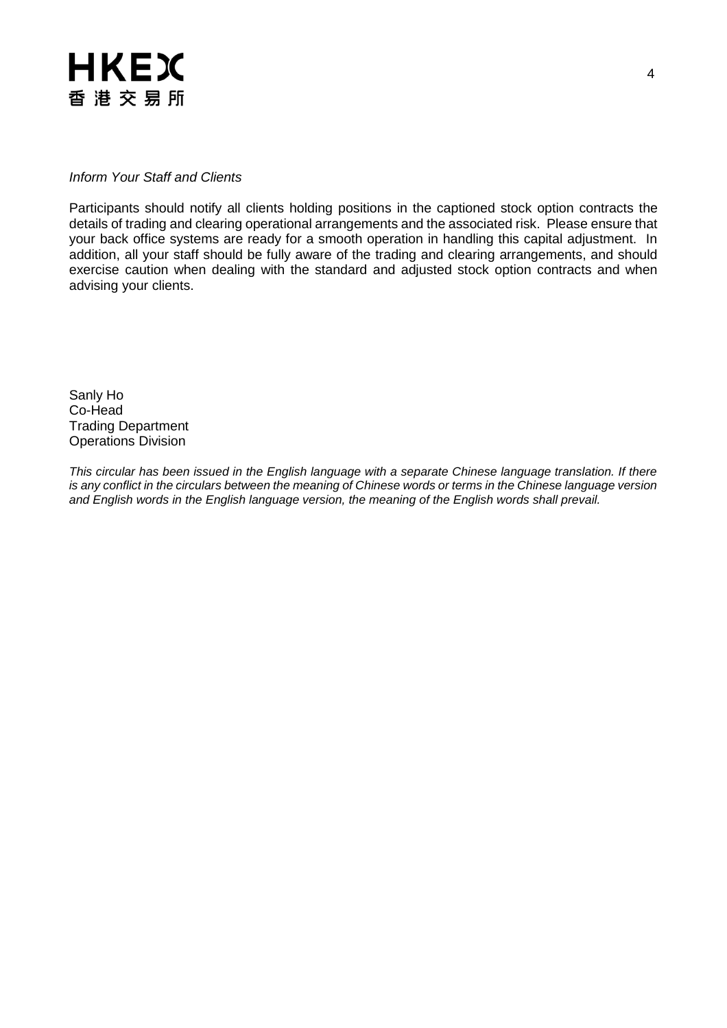*Inform Your Staff and Clients*

Participants should notify all clients holding positions in the captioned stock option contracts the details of trading and clearing operational arrangements and the associated risk. Please ensure that your back office systems are ready for a smooth operation in handling this capital adjustment. In addition, all your staff should be fully aware of the trading and clearing arrangements, and should exercise caution when dealing with the standard and adjusted stock option contracts and when advising your clients.

Sanly Ho
Co-Head
Trading Department
Operations Division

*This circular has been issued in the English language with a separate Chinese language translation. If there is any conflict in the circulars between the meaning of Chinese words or terms in the Chinese language version and English words in the English language version, the meaning of the English words shall prevail.*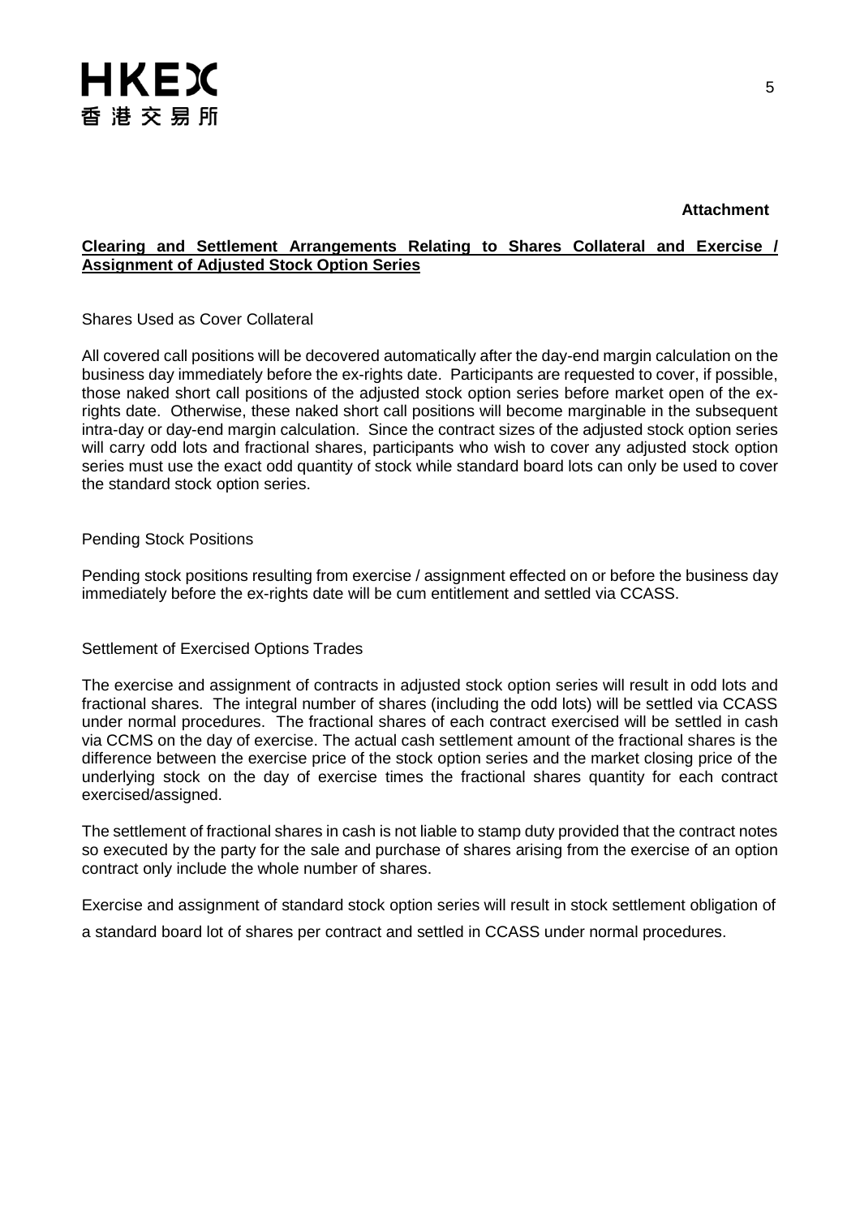**Attachment**

**Clearing and Settlement Arrangements Relating to Shares Collateral and Exercise / Assignment of Adjusted Stock Option Series**

Shares Used as Cover Collateral

All covered call positions will be decovered automatically after the day-end margin calculation on the business day immediately before the ex-rights date. Participants are requested to cover, if possible, those naked short call positions of the adjusted stock option series before market open of the ex-rights date. Otherwise, these naked short call positions will become marginable in the subsequent intra-day or day-end margin calculation. Since the contract sizes of the adjusted stock option series will carry odd lots and fractional shares, participants who wish to cover any adjusted stock option series must use the exact odd quantity of stock while standard board lots can only be used to cover the standard stock option series.

Pending Stock Positions

Pending stock positions resulting from exercise / assignment effected on or before the business day immediately before the ex-rights date will be cum entitlement and settled via CCASS.

Settlement of Exercised Options Trades

The exercise and assignment of contracts in adjusted stock option series will result in odd lots and fractional shares. The integral number of shares (including the odd lots) will be settled via CCASS under normal procedures. The fractional shares of each contract exercised will be settled in cash via CCMS on the day of exercise. The actual cash settlement amount of the fractional shares is the difference between the exercise price of the stock option series and the market closing price of the underlying stock on the day of exercise times the fractional shares quantity for each contract exercised/assigned.

The settlement of fractional shares in cash is not liable to stamp duty provided that the contract notes so executed by the party for the sale and purchase of shares arising from the exercise of an option contract only include the whole number of shares.

Exercise and assignment of standard stock option series will result in stock settlement obligation of a standard board lot of shares per contract and settled in CCASS under normal procedures.